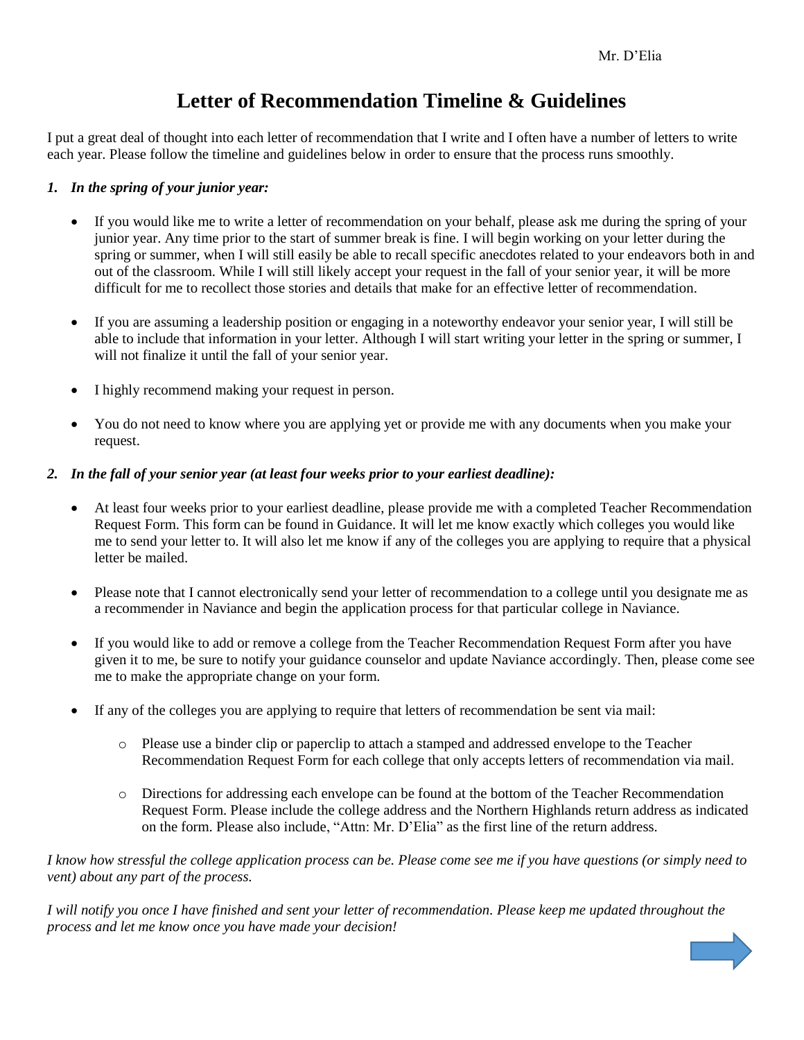Mr. D'Elia

# Letter of Recommendation Timeline & Guidelines

I put a great deal of thought into each letter of recommendation that I write and I often have a number of letters to write each year. Please follow the timeline and guidelines below in order to ensure that the process runs smoothly.

1. ***In the spring of your junior year:***

   - If you would like me to write a letter of recommendation on your behalf, please ask me during the spring of your junior year. Any time prior to the start of summer break is fine. I will begin working on your letter during the spring or summer, when I will still easily be able to recall specific anecdotes related to your endeavors both in and out of the classroom. While I will still likely accept your request in the fall of your senior year, it will be more difficult for me to recollect those stories and details that make for an effective letter of recommendation.

   - If you are assuming a leadership position or engaging in a noteworthy endeavor your senior year, I will still be able to include that information in your letter. Although I will start writing your letter in the spring or summer, I will not finalize it until the fall of your senior year.

   - I highly recommend making your request in person.

   - You do not need to know where you are applying yet or provide me with any documents when you make your request.

2. ***In the fall of your senior year (at least four weeks prior to your earliest deadline):***

   - At least four weeks prior to your earliest deadline, please provide me with a completed Teacher Recommendation Request Form. This form can be found in Guidance. It will let me know exactly which colleges you would like me to send your letter to. It will also let me know if any of the colleges you are applying to require that a physical letter be mailed.

   - Please note that I cannot electronically send your letter of recommendation to a college until you designate me as a recommender in Naviance and begin the application process for that particular college in Naviance.

   - If you would like to add or remove a college from the Teacher Recommendation Request Form after you have given it to me, be sure to notify your guidance counselor and update Naviance accordingly. Then, please come see me to make the appropriate change on your form.

   - If any of the colleges you are applying to require that letters of recommendation be sent via mail:

     - Please use a binder clip or paperclip to attach a stamped and addressed envelope to the Teacher Recommendation Request Form for each college that only accepts letters of recommendation via mail.

     - Directions for addressing each envelope can be found at the bottom of the Teacher Recommendation Request Form. Please include the college address and the Northern Highlands return address as indicated on the form. Please also include, "Attn: Mr. D'Elia" as the first line of the return address.

*I know how stressful the college application process can be. Please come see me if you have questions (or simply need to vent) about any part of the process.*

*I will notify you once I have finished and sent your letter of recommendation. Please keep me updated throughout the process and let me know once you have made your decision!*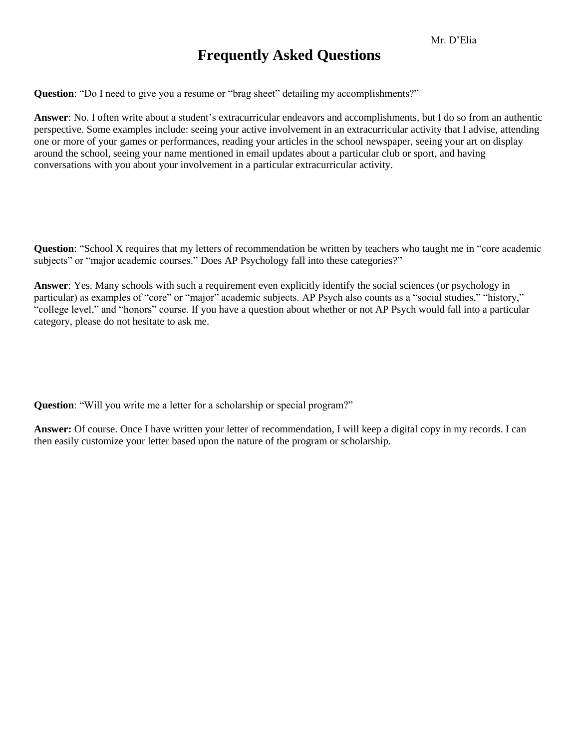Mr. D'Elia

# Frequently Asked Questions

**Question**: "Do I need to give you a resume or "brag sheet" detailing my accomplishments?"

**Answer**: No. I often write about a student's extracurricular endeavors and accomplishments, but I do so from an authentic perspective. Some examples include: seeing your active involvement in an extracurricular activity that I advise, attending one or more of your games or performances, reading your articles in the school newspaper, seeing your art on display around the school, seeing your name mentioned in email updates about a particular club or sport, and having conversations with you about your involvement in a particular extracurricular activity.

**Question**: "School X requires that my letters of recommendation be written by teachers who taught me in "core academic subjects" or "major academic courses." Does AP Psychology fall into these categories?"

**Answer**: Yes. Many schools with such a requirement even explicitly identify the social sciences (or psychology in particular) as examples of "core" or "major" academic subjects. AP Psych also counts as a "social studies," "history," "college level," and "honors" course. If you have a question about whether or not AP Psych would fall into a particular category, please do not hesitate to ask me.

**Question**: "Will you write me a letter for a scholarship or special program?"

**Answer:** Of course. Once I have written your letter of recommendation, I will keep a digital copy in my records. I can then easily customize your letter based upon the nature of the program or scholarship.